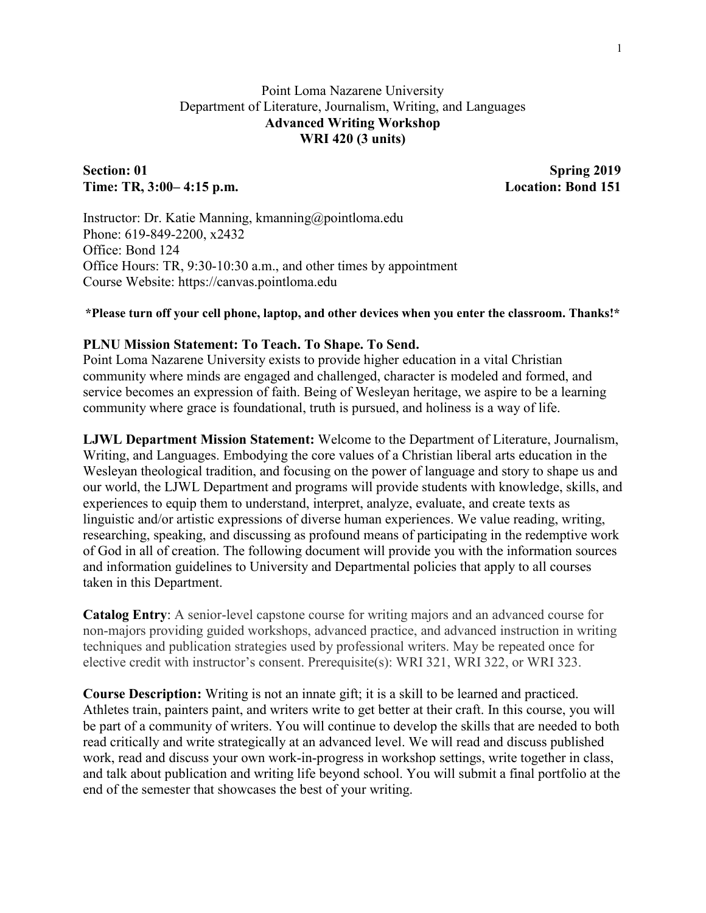Point Loma Nazarene University
Department of Literature, Journalism, Writing, and Languages

# Advanced Writing Workshop
# WRI 420 (3 units)

**Section: 01** | **Spring 2019**
**Time: TR, 3:00– 4:15 p.m.** | **Location: Bond 151**

Instructor: Dr. Katie Manning, kmanning@pointloma.edu
Phone: 619-849-2200, x2432
Office: Bond 124
Office Hours: TR, 9:30-10:30 a.m., and other times by appointment
Course Website: https://canvas.pointloma.edu

**\*Please turn off your cell phone, laptop, and other devices when you enter the classroom. Thanks!\***

**PLNU Mission Statement: To Teach. To Shape. To Send.**
Point Loma Nazarene University exists to provide higher education in a vital Christian community where minds are engaged and challenged, character is modeled and formed, and service becomes an expression of faith. Being of Wesleyan heritage, we aspire to be a learning community where grace is foundational, truth is pursued, and holiness is a way of life.

**LJWL Department Mission Statement:** Welcome to the Department of Literature, Journalism, Writing, and Languages. Embodying the core values of a Christian liberal arts education in the Wesleyan theological tradition, and focusing on the power of language and story to shape us and our world, the LJWL Department and programs will provide students with knowledge, skills, and experiences to equip them to understand, interpret, analyze, evaluate, and create texts as linguistic and/or artistic expressions of diverse human experiences. We value reading, writing, researching, speaking, and discussing as profound means of participating in the redemptive work of God in all of creation. The following document will provide you with the information sources and information guidelines to University and Departmental policies that apply to all courses taken in this Department.

**Catalog Entry**: A senior-level capstone course for writing majors and an advanced course for non-majors providing guided workshops, advanced practice, and advanced instruction in writing techniques and publication strategies used by professional writers. May be repeated once for elective credit with instructor's consent. Prerequisite(s): WRI 321, WRI 322, or WRI 323.

**Course Description:** Writing is not an innate gift; it is a skill to be learned and practiced. Athletes train, painters paint, and writers write to get better at their craft. In this course, you will be part of a community of writers. You will continue to develop the skills that are needed to both read critically and write strategically at an advanced level. We will read and discuss published work, read and discuss your own work-in-progress in workshop settings, write together in class, and talk about publication and writing life beyond school. You will submit a final portfolio at the end of the semester that showcases the best of your writing.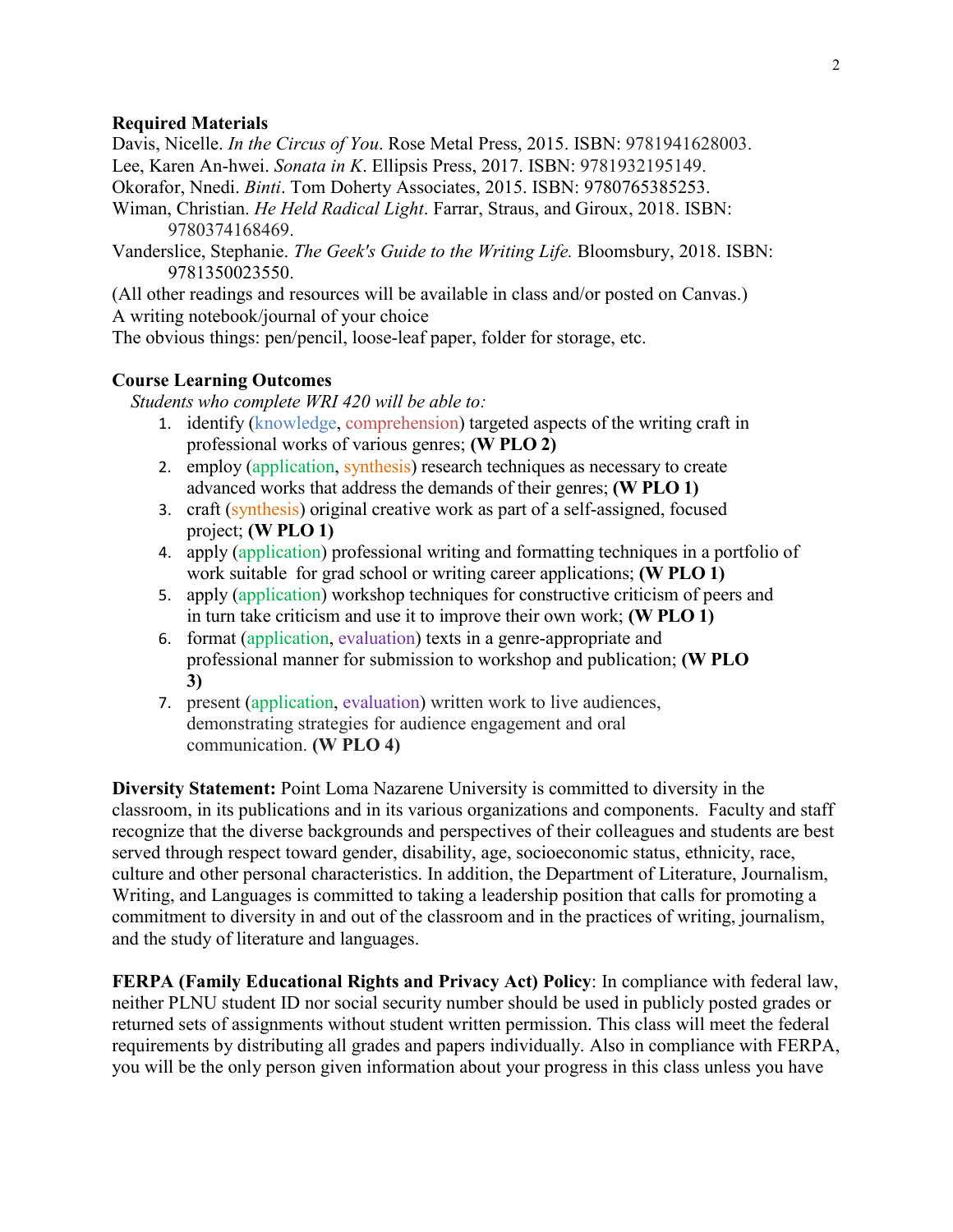**Required Materials**

Davis, Nicelle. *In the Circus of You*. Rose Metal Press, 2015. ISBN: 9781941628003.
Lee, Karen An-hwei. *Sonata in K*. Ellipsis Press, 2017. ISBN: 9781932195149.
Okorafor, Nnedi. *Binti*. Tom Doherty Associates, 2015. ISBN: 9780765385253.
Wiman, Christian. *He Held Radical Light*. Farrar, Straus, and Giroux, 2018. ISBN: 9780374168469.
Vanderslice, Stephanie. *The Geek's Guide to the Writing Life.* Bloomsbury, 2018. ISBN: 9781350023550.
(All other readings and resources will be available in class and/or posted on Canvas.)
A writing notebook/journal of your choice
The obvious things: pen/pencil, loose-leaf paper, folder for storage, etc.

**Course Learning Outcomes**

*Students who complete WRI 420 will be able to:*

1. identify (knowledge, comprehension) targeted aspects of the writing craft in professional works of various genres; **(W PLO 2)**
2. employ (application, synthesis) research techniques as necessary to create advanced works that address the demands of their genres; **(W PLO 1)**
3. craft (synthesis) original creative work as part of a self-assigned, focused project; **(W PLO 1)**
4. apply (application) professional writing and formatting techniques in a portfolio of work suitable for grad school or writing career applications; **(W PLO 1)**
5. apply (application) workshop techniques for constructive criticism of peers and in turn take criticism and use it to improve their own work; **(W PLO 1)**
6. format (application, evaluation) texts in a genre-appropriate and professional manner for submission to workshop and publication; **(W PLO 3)**
7. present (application, evaluation) written work to live audiences, demonstrating strategies for audience engagement and oral communication. **(W PLO 4)**

**Diversity Statement:** Point Loma Nazarene University is committed to diversity in the classroom, in its publications and in its various organizations and components. Faculty and staff recognize that the diverse backgrounds and perspectives of their colleagues and students are best served through respect toward gender, disability, age, socioeconomic status, ethnicity, race, culture and other personal characteristics. In addition, the Department of Literature, Journalism, Writing, and Languages is committed to taking a leadership position that calls for promoting a commitment to diversity in and out of the classroom and in the practices of writing, journalism, and the study of literature and languages.

**FERPA (Family Educational Rights and Privacy Act) Policy**: In compliance with federal law, neither PLNU student ID nor social security number should be used in publicly posted grades or returned sets of assignments without student written permission. This class will meet the federal requirements by distributing all grades and papers individually. Also in compliance with FERPA, you will be the only person given information about your progress in this class unless you have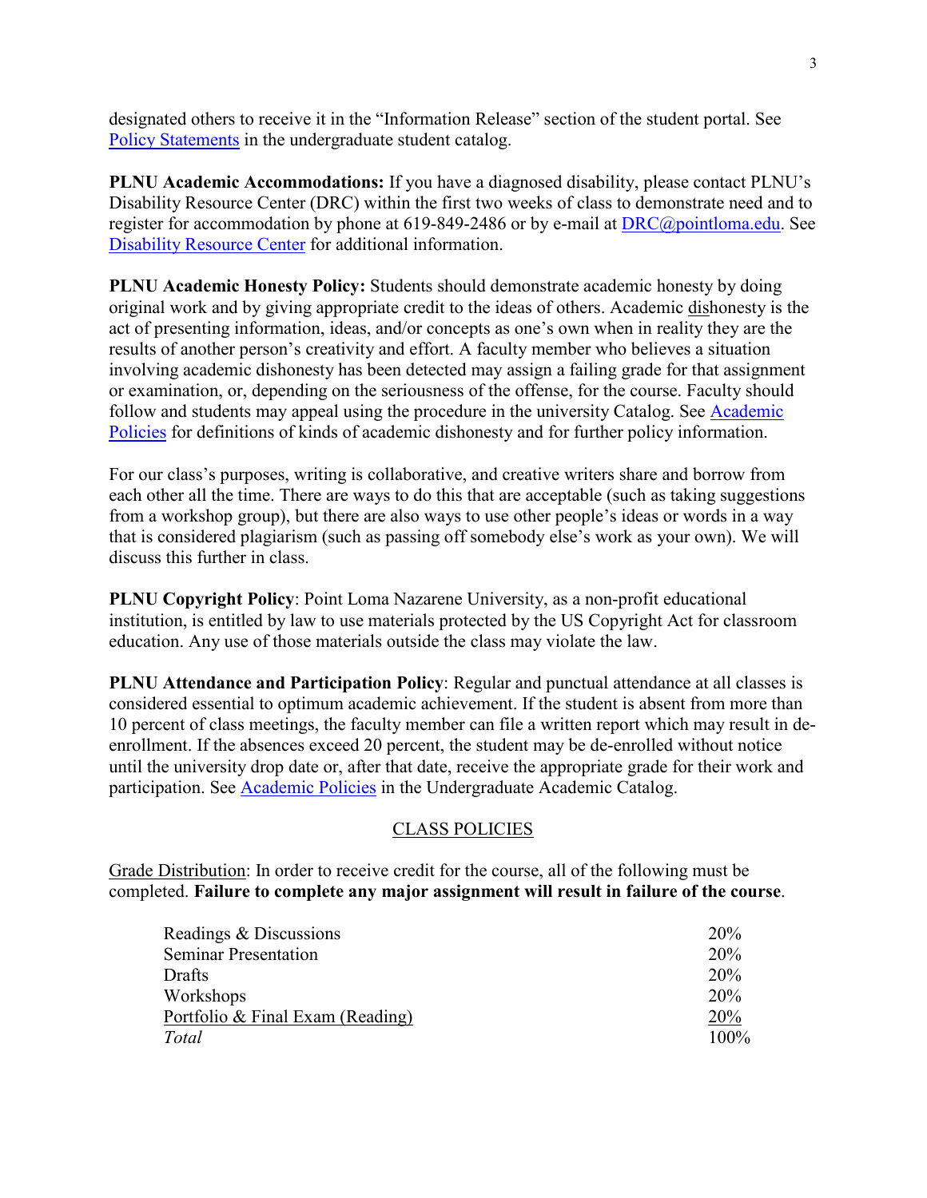designated others to receive it in the "Information Release" section of the student portal. See [Policy Statements](#) in the undergraduate student catalog.

**PLNU Academic Accommodations:** If you have a diagnosed disability, please contact PLNU's Disability Resource Center (DRC) within the first two weeks of class to demonstrate need and to register for accommodation by phone at 619-849-2486 or by e-mail at [DRC@pointloma.edu](mailto:DRC@pointloma.edu). See [Disability Resource Center](#) for additional information.

**PLNU Academic Honesty Policy:** Students should demonstrate academic honesty by doing original work and by giving appropriate credit to the ideas of others. Academic dishonesty is the act of presenting information, ideas, and/or concepts as one's own when in reality they are the results of another person's creativity and effort. A faculty member who believes a situation involving academic dishonesty has been detected may assign a failing grade for that assignment or examination, or, depending on the seriousness of the offense, for the course. Faculty should follow and students may appeal using the procedure in the university Catalog. See [Academic Policies](#) for definitions of kinds of academic dishonesty and for further policy information.

For our class's purposes, writing is collaborative, and creative writers share and borrow from each other all the time. There are ways to do this that are acceptable (such as taking suggestions from a workshop group), but there are also ways to use other people's ideas or words in a way that is considered plagiarism (such as passing off somebody else's work as your own). We will discuss this further in class.

**PLNU Copyright Policy**: Point Loma Nazarene University, as a non-profit educational institution, is entitled by law to use materials protected by the US Copyright Act for classroom education. Any use of those materials outside the class may violate the law.

**PLNU Attendance and Participation Policy**: Regular and punctual attendance at all classes is considered essential to optimum academic achievement. If the student is absent from more than 10 percent of class meetings, the faculty member can file a written report which may result in de-enrollment. If the absences exceed 20 percent, the student may be de-enrolled without notice until the university drop date or, after that date, receive the appropriate grade for their work and participation. See [Academic Policies](#) in the Undergraduate Academic Catalog.

## CLASS POLICIES

Grade Distribution: In order to receive credit for the course, all of the following must be completed. **Failure to complete any major assignment will result in failure of the course**.

| | |
|---|---|
| Readings & Discussions | 20% |
| Seminar Presentation | 20% |
| Drafts | 20% |
| Workshops | 20% |
| Portfolio & Final Exam (Reading) | 20% |
| *Total* | 100% |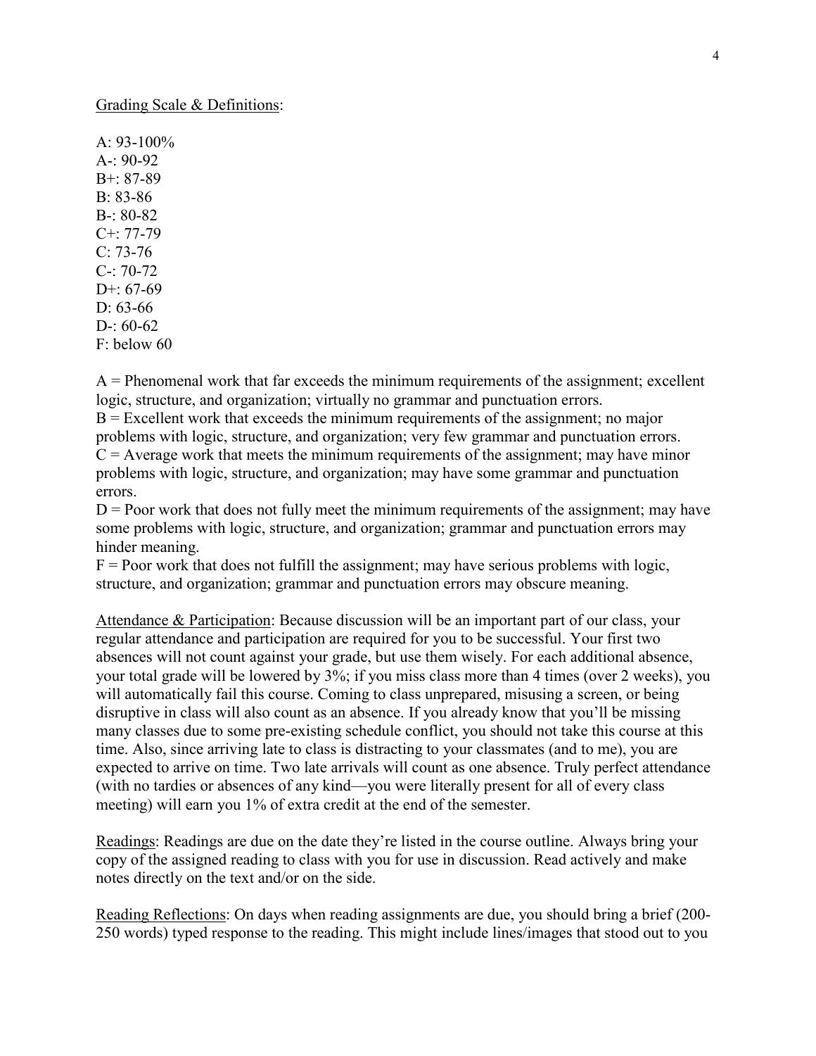<u>Grading Scale & Definitions</u>:

A: 93-100%
A-: 90-92
B+: 87-89
B: 83-86
B-: 80-82
C+: 77-79
C: 73-76
C-: 70-72
D+: 67-69
D: 63-66
D-: 60-62
F: below 60

A = Phenomenal work that far exceeds the minimum requirements of the assignment; excellent logic, structure, and organization; virtually no grammar and punctuation errors.
B = Excellent work that exceeds the minimum requirements of the assignment; no major problems with logic, structure, and organization; very few grammar and punctuation errors.
C = Average work that meets the minimum requirements of the assignment; may have minor problems with logic, structure, and organization; may have some grammar and punctuation errors.
D = Poor work that does not fully meet the minimum requirements of the assignment; may have some problems with logic, structure, and organization; grammar and punctuation errors may hinder meaning.
F = Poor work that does not fulfill the assignment; may have serious problems with logic, structure, and organization; grammar and punctuation errors may obscure meaning.

<u>Attendance & Participation</u>: Because discussion will be an important part of our class, your regular attendance and participation are required for you to be successful. Your first two absences will not count against your grade, but use them wisely. For each additional absence, your total grade will be lowered by 3%; if you miss class more than 4 times (over 2 weeks), you will automatically fail this course. Coming to class unprepared, misusing a screen, or being disruptive in class will also count as an absence. If you already know that you'll be missing many classes due to some pre-existing schedule conflict, you should not take this course at this time. Also, since arriving late to class is distracting to your classmates (and to me), you are expected to arrive on time. Two late arrivals will count as one absence. Truly perfect attendance (with no tardies or absences of any kind—you were literally present for all of every class meeting) will earn you 1% of extra credit at the end of the semester.

<u>Readings</u>: Readings are due on the date they're listed in the course outline. Always bring your copy of the assigned reading to class with you for use in discussion. Read actively and make notes directly on the text and/or on the side.

<u>Reading Reflections</u>: On days when reading assignments are due, you should bring a brief (200-250 words) typed response to the reading. This might include lines/images that stood out to you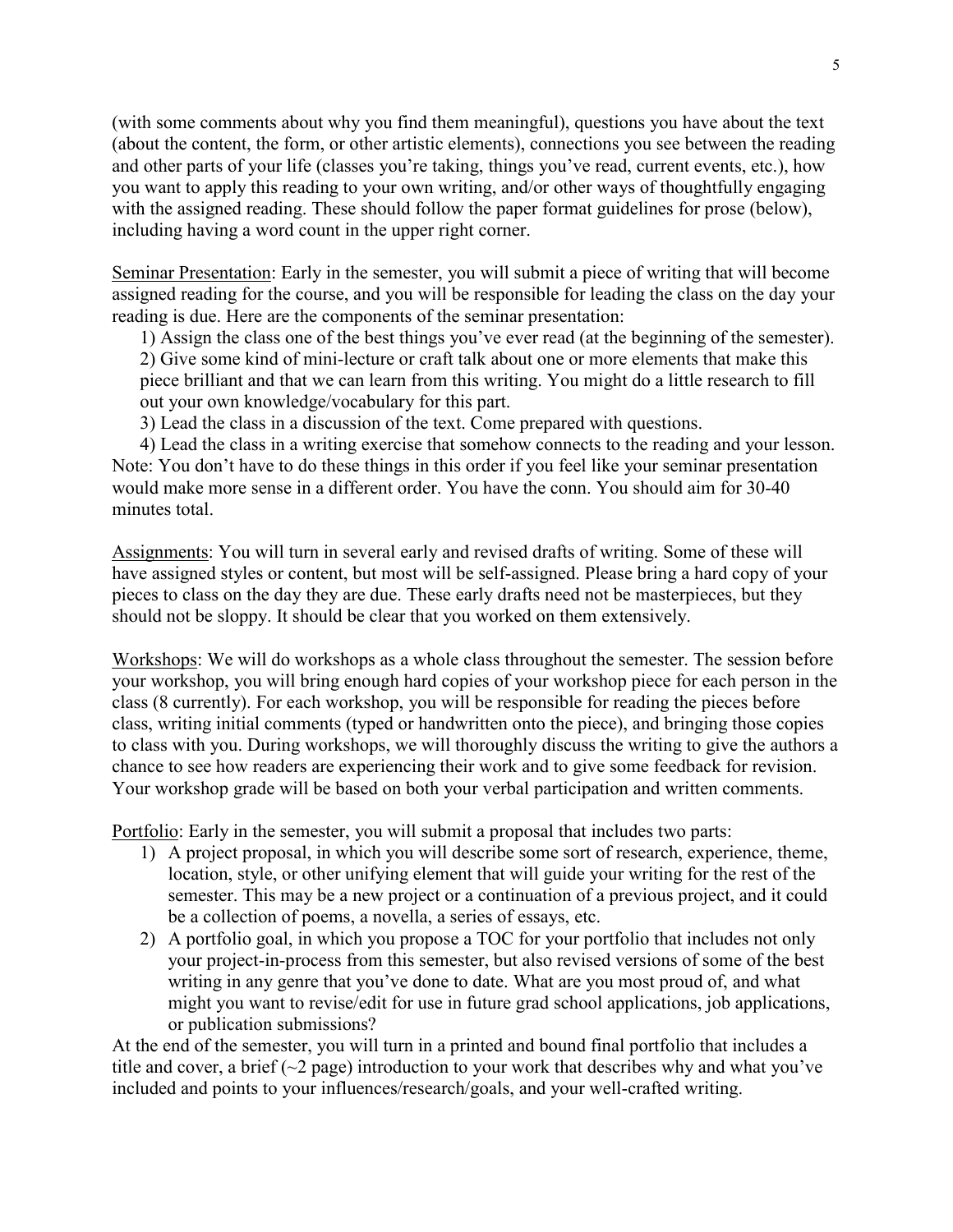(with some comments about why you find them meaningful), questions you have about the text (about the content, the form, or other artistic elements), connections you see between the reading and other parts of your life (classes you're taking, things you've read, current events, etc.), how you want to apply this reading to your own writing, and/or other ways of thoughtfully engaging with the assigned reading. These should follow the paper format guidelines for prose (below), including having a word count in the upper right corner.

Seminar Presentation: Early in the semester, you will submit a piece of writing that will become assigned reading for the course, and you will be responsible for leading the class on the day your reading is due. Here are the components of the seminar presentation:

1) Assign the class one of the best things you've ever read (at the beginning of the semester).
2) Give some kind of mini-lecture or craft talk about one or more elements that make this piece brilliant and that we can learn from this writing. You might do a little research to fill out your own knowledge/vocabulary for this part.
3) Lead the class in a discussion of the text. Come prepared with questions.
4) Lead the class in a writing exercise that somehow connects to the reading and your lesson.

Note: You don't have to do these things in this order if you feel like your seminar presentation would make more sense in a different order. You have the conn. You should aim for 30-40 minutes total.

Assignments: You will turn in several early and revised drafts of writing. Some of these will have assigned styles or content, but most will be self-assigned. Please bring a hard copy of your pieces to class on the day they are due. These early drafts need not be masterpieces, but they should not be sloppy. It should be clear that you worked on them extensively.

Workshops: We will do workshops as a whole class throughout the semester. The session before your workshop, you will bring enough hard copies of your workshop piece for each person in the class (8 currently). For each workshop, you will be responsible for reading the pieces before class, writing initial comments (typed or handwritten onto the piece), and bringing those copies to class with you. During workshops, we will thoroughly discuss the writing to give the authors a chance to see how readers are experiencing their work and to give some feedback for revision. Your workshop grade will be based on both your verbal participation and written comments.

Portfolio: Early in the semester, you will submit a proposal that includes two parts:

1) A project proposal, in which you will describe some sort of research, experience, theme, location, style, or other unifying element that will guide your writing for the rest of the semester. This may be a new project or a continuation of a previous project, and it could be a collection of poems, a novella, a series of essays, etc.
2) A portfolio goal, in which you propose a TOC for your portfolio that includes not only your project-in-process from this semester, but also revised versions of some of the best writing in any genre that you've done to date. What are you most proud of, and what might you want to revise/edit for use in future grad school applications, job applications, or publication submissions?

At the end of the semester, you will turn in a printed and bound final portfolio that includes a title and cover, a brief (~2 page) introduction to your work that describes why and what you've included and points to your influences/research/goals, and your well-crafted writing.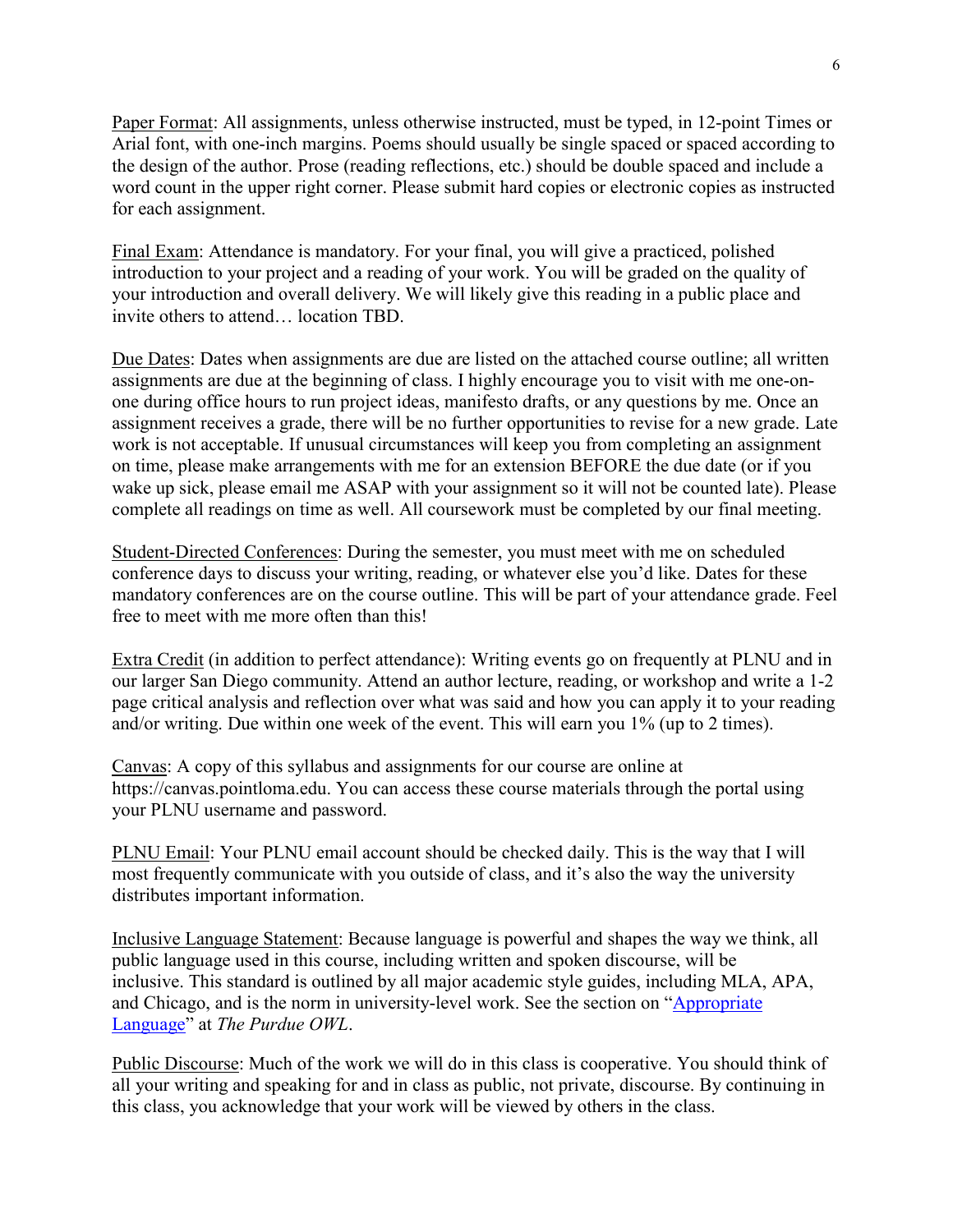Paper Format: All assignments, unless otherwise instructed, must be typed, in 12-point Times or Arial font, with one-inch margins. Poems should usually be single spaced or spaced according to the design of the author. Prose (reading reflections, etc.) should be double spaced and include a word count in the upper right corner. Please submit hard copies or electronic copies as instructed for each assignment.

Final Exam: Attendance is mandatory. For your final, you will give a practiced, polished introduction to your project and a reading of your work. You will be graded on the quality of your introduction and overall delivery. We will likely give this reading in a public place and invite others to attend… location TBD.

Due Dates: Dates when assignments are due are listed on the attached course outline; all written assignments are due at the beginning of class. I highly encourage you to visit with me one-on-one during office hours to run project ideas, manifesto drafts, or any questions by me. Once an assignment receives a grade, there will be no further opportunities to revise for a new grade. Late work is not acceptable. If unusual circumstances will keep you from completing an assignment on time, please make arrangements with me for an extension BEFORE the due date (or if you wake up sick, please email me ASAP with your assignment so it will not be counted late). Please complete all readings on time as well. All coursework must be completed by our final meeting.

Student-Directed Conferences: During the semester, you must meet with me on scheduled conference days to discuss your writing, reading, or whatever else you'd like. Dates for these mandatory conferences are on the course outline. This will be part of your attendance grade. Feel free to meet with me more often than this!

Extra Credit (in addition to perfect attendance): Writing events go on frequently at PLNU and in our larger San Diego community. Attend an author lecture, reading, or workshop and write a 1-2 page critical analysis and reflection over what was said and how you can apply it to your reading and/or writing. Due within one week of the event. This will earn you 1% (up to 2 times).

Canvas: A copy of this syllabus and assignments for our course are online at https://canvas.pointloma.edu. You can access these course materials through the portal using your PLNU username and password.

PLNU Email: Your PLNU email account should be checked daily. This is the way that I will most frequently communicate with you outside of class, and it's also the way the university distributes important information.

Inclusive Language Statement: Because language is powerful and shapes the way we think, all public language used in this course, including written and spoken discourse, will be inclusive. This standard is outlined by all major academic style guides, including MLA, APA, and Chicago, and is the norm in university-level work. See the section on "Appropriate Language" at *The Purdue OWL*.

Public Discourse: Much of the work we will do in this class is cooperative. You should think of all your writing and speaking for and in class as public, not private, discourse. By continuing in this class, you acknowledge that your work will be viewed by others in the class.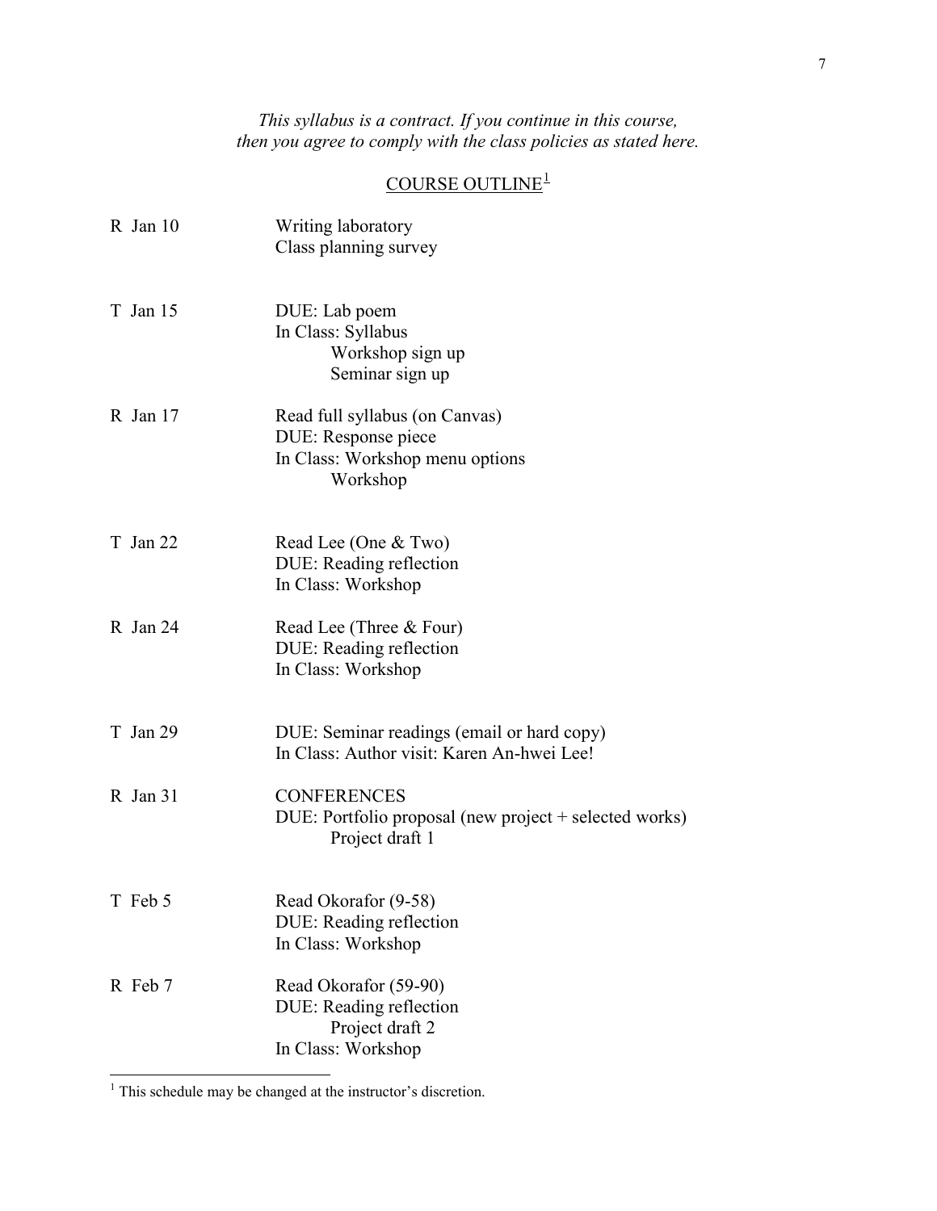*This syllabus is a contract. If you continue in this course, then you agree to comply with the class policies as stated here.*

## COURSE OUTLINE[1]

| Date | Schedule |
|---|---|
| R Jan 10 | Writing laboratory<br>Class planning survey |
| T Jan 15 | DUE: Lab poem<br>In Class: Syllabus<br>Workshop sign up<br>Seminar sign up |
| R Jan 17 | Read full syllabus (on Canvas)<br>DUE: Response piece<br>In Class: Workshop menu options<br>Workshop |
| T Jan 22 | Read Lee (One & Two)<br>DUE: Reading reflection<br>In Class: Workshop |
| R Jan 24 | Read Lee (Three & Four)<br>DUE: Reading reflection<br>In Class: Workshop |
| T Jan 29 | DUE: Seminar readings (email or hard copy)<br>In Class: Author visit: Karen An-hwei Lee! |
| R Jan 31 | CONFERENCES<br>DUE: Portfolio proposal (new project + selected works)<br>Project draft 1 |
| T Feb 5 | Read Okorafor (9-58)<br>DUE: Reading reflection<br>In Class: Workshop |
| R Feb 7 | Read Okorafor (59-90)<br>DUE: Reading reflection<br>Project draft 2<br>In Class: Workshop |

[1] This schedule may be changed at the instructor's discretion.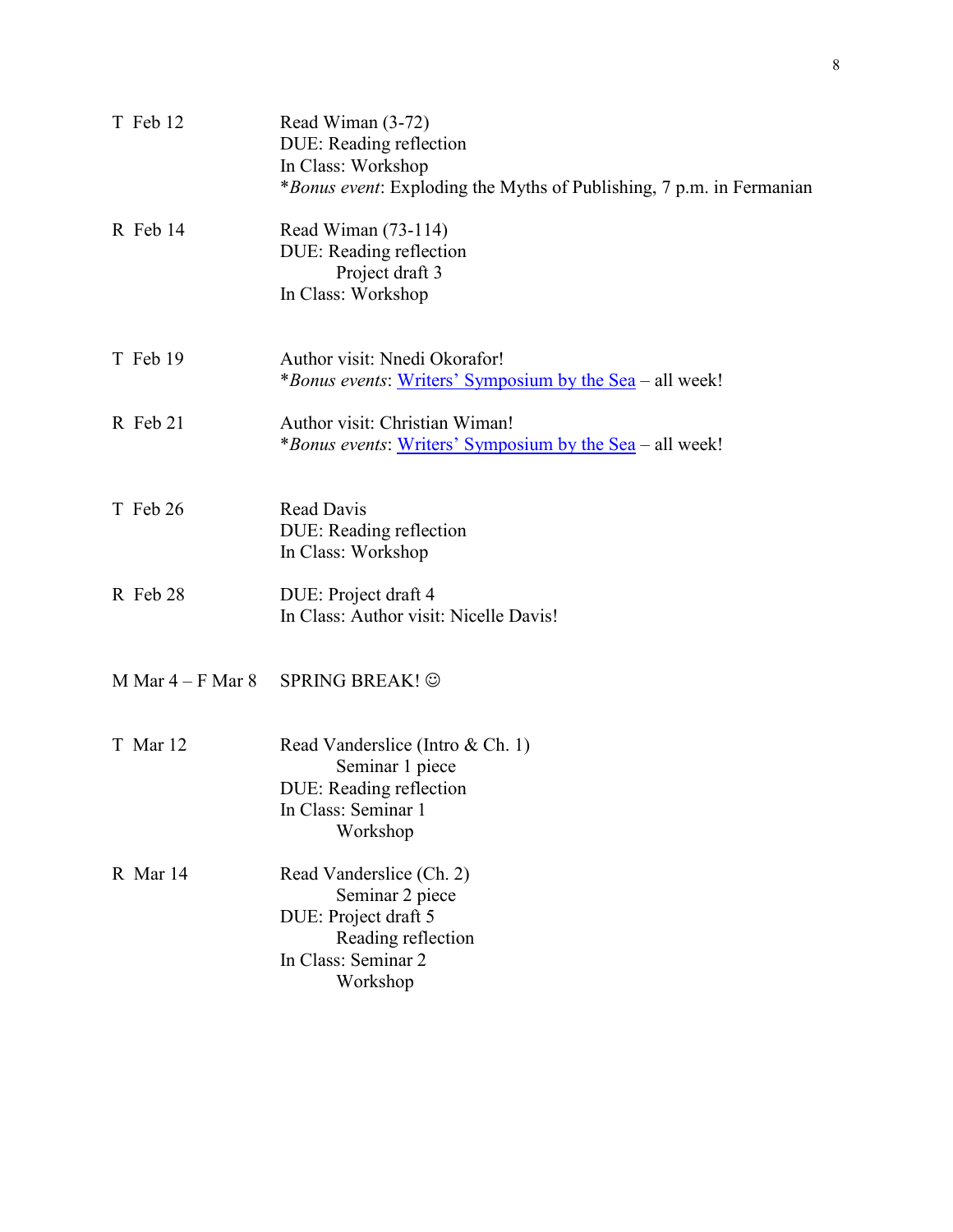| | |
|---|---|
| T Feb 12 | Read Wiman (3-72)<br>DUE: Reading reflection<br>In Class: Workshop<br>**Bonus event*: Exploding the Myths of Publishing, 7 p.m. in Fermanian |
| R Feb 14 | Read Wiman (73-114)<br>DUE: Reading reflection<br>Project draft 3<br>In Class: Workshop |
| T Feb 19 | Author visit: Nnedi Okorafor!<br>**Bonus events*: Writers' Symposium by the Sea – all week! |
| R Feb 21 | Author visit: Christian Wiman!<br>**Bonus events*: Writers' Symposium by the Sea – all week! |
| T Feb 26 | Read Davis<br>DUE: Reading reflection<br>In Class: Workshop |
| R Feb 28 | DUE: Project draft 4<br>In Class: Author visit: Nicelle Davis! |
| M Mar 4 – F Mar 8 | SPRING BREAK! ☺ |
| T Mar 12 | Read Vanderslice (Intro & Ch. 1)<br>Seminar 1 piece<br>DUE: Reading reflection<br>In Class: Seminar 1<br>Workshop |
| R Mar 14 | Read Vanderslice (Ch. 2)<br>Seminar 2 piece<br>DUE: Project draft 5<br>Reading reflection<br>In Class: Seminar 2<br>Workshop |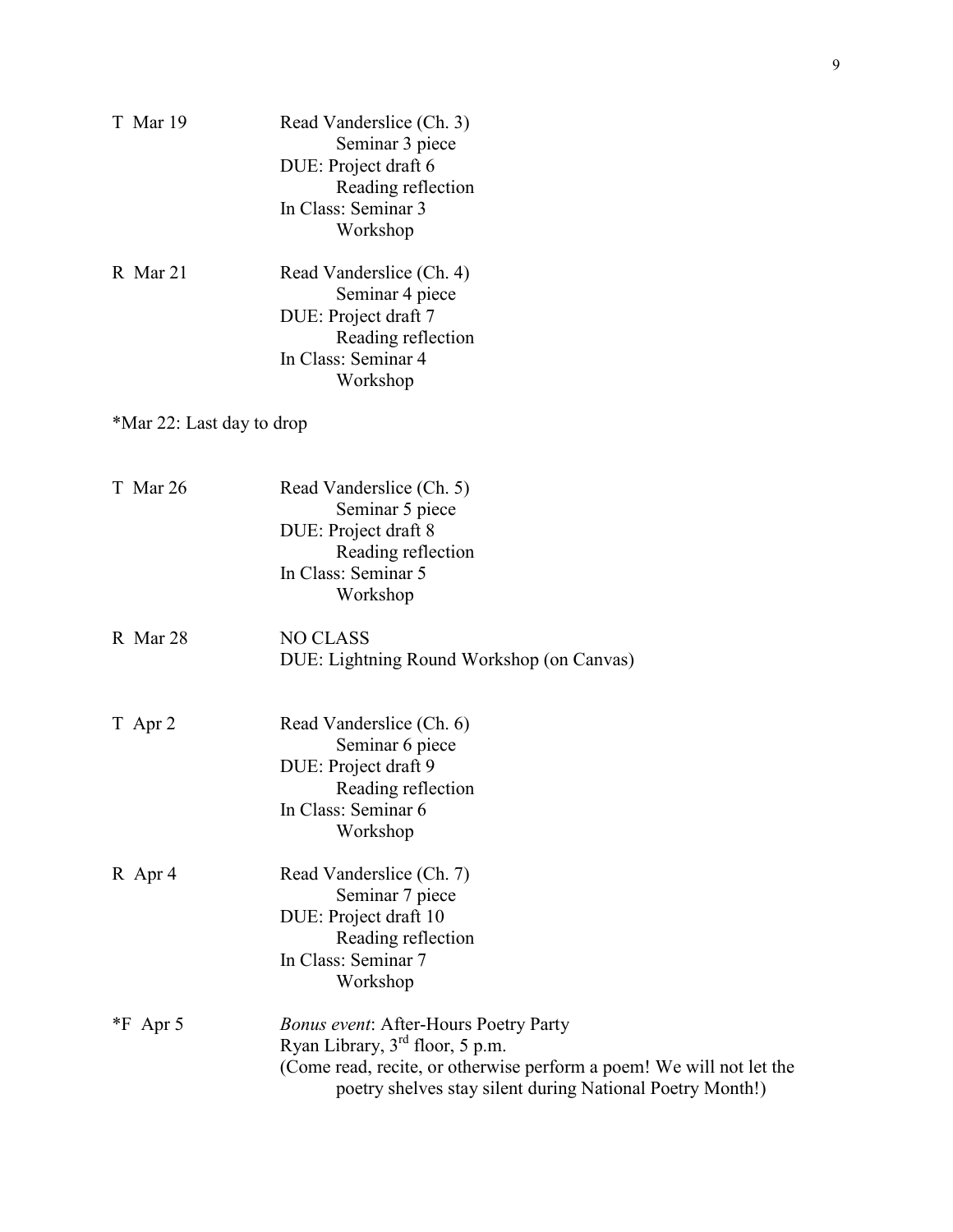T Mar 19 — Read Vanderslice (Ch. 3)
    Seminar 3 piece
DUE: Project draft 6
    Reading reflection
In Class: Seminar 3
    Workshop

R Mar 21 — Read Vanderslice (Ch. 4)
    Seminar 4 piece
DUE: Project draft 7
    Reading reflection
In Class: Seminar 4
    Workshop

*Mar 22: Last day to drop

T Mar 26 — Read Vanderslice (Ch. 5)
    Seminar 5 piece
DUE: Project draft 8
    Reading reflection
In Class: Seminar 5
    Workshop

R Mar 28 — NO CLASS
DUE: Lightning Round Workshop (on Canvas)

T Apr 2 — Read Vanderslice (Ch. 6)
    Seminar 6 piece
DUE: Project draft 9
    Reading reflection
In Class: Seminar 6
    Workshop

R Apr 4 — Read Vanderslice (Ch. 7)
    Seminar 7 piece
DUE: Project draft 10
    Reading reflection
In Class: Seminar 7
    Workshop

*F Apr 5 — *Bonus event*: After-Hours Poetry Party
Ryan Library, 3rd floor, 5 p.m.
(Come read, recite, or otherwise perform a poem! We will not let the poetry shelves stay silent during National Poetry Month!)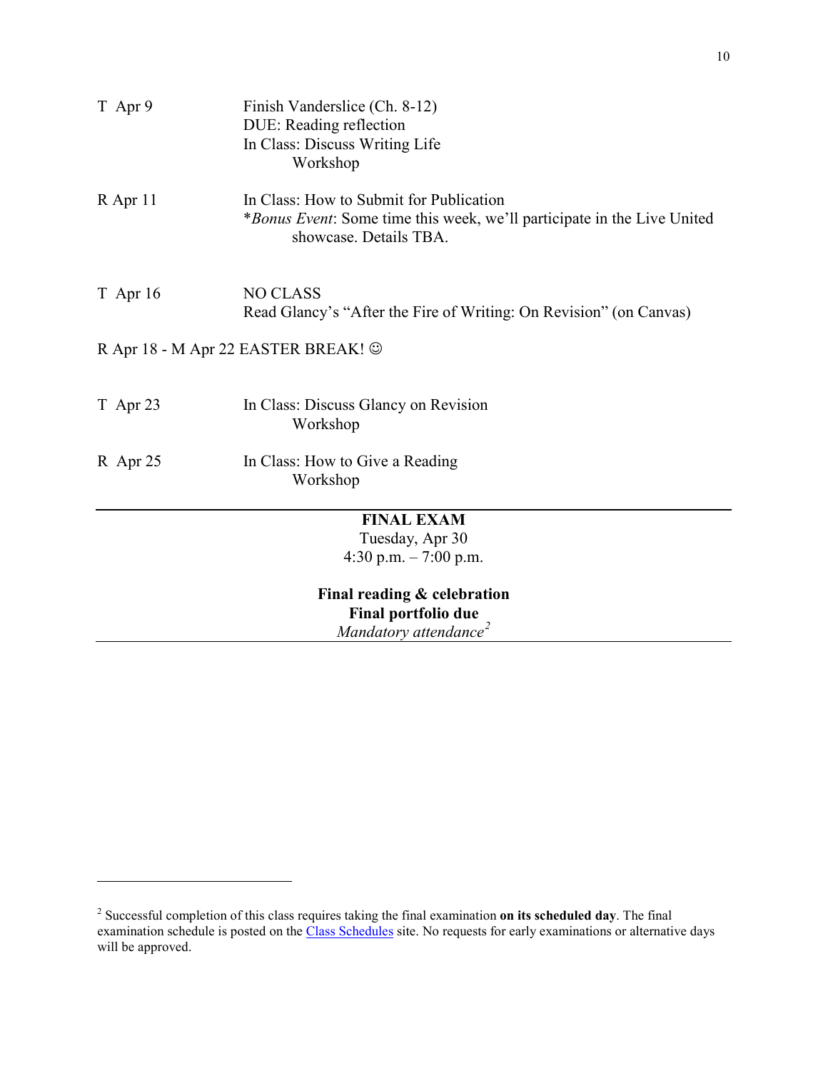| | |
|---|---|
| T Apr 9 | Finish Vanderslice (Ch. 8-12)<br>DUE: Reading reflection<br>In Class: Discuss Writing Life<br>Workshop |
| R Apr 11 | In Class: How to Submit for Publication<br>**Bonus Event*: Some time this week, we'll participate in the Live United showcase. Details TBA. |
| T Apr 16 | NO CLASS<br>Read Glancy's "After the Fire of Writing: On Revision" (on Canvas) |

R Apr 18 - M Apr 22 EASTER BREAK! ☺

| | |
|---|---|
| T Apr 23 | In Class: Discuss Glancy on Revision<br>Workshop |
| R Apr 25 | In Class: How to Give a Reading<br>Workshop |

---

**FINAL EXAM**
Tuesday, Apr 30
4:30 p.m. – 7:00 p.m.

**Final reading & celebration**
**Final portfolio due**
*Mandatory attendance*[2]

---

[2] Successful completion of this class requires taking the final examination **on its scheduled day**. The final examination schedule is posted on the Class Schedules site. No requests for early examinations or alternative days will be approved.